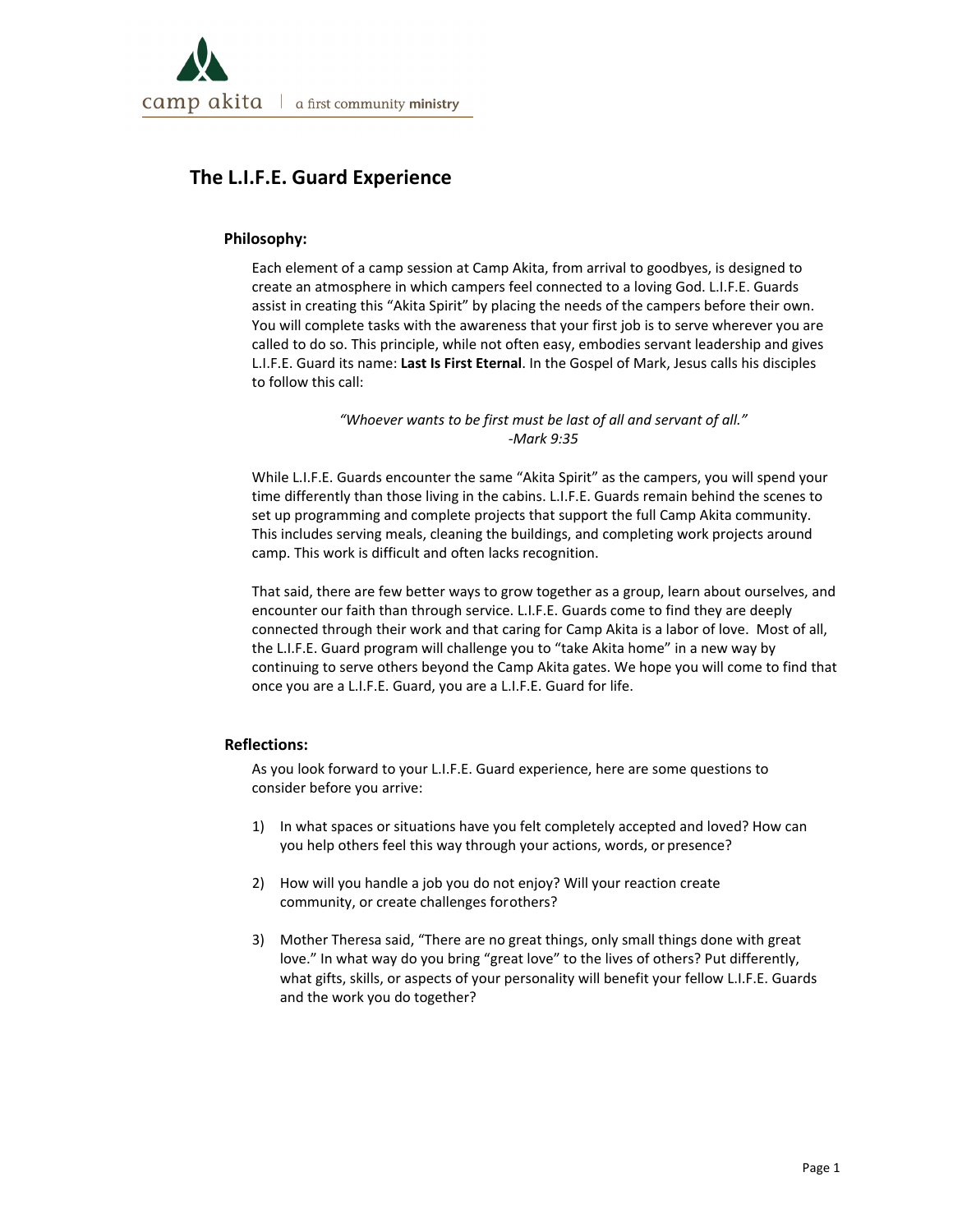camp akita | a first community **ministry**

# The L.I.F.E. Guard Experience

## Philosophy:

Each element of a camp session at Camp Akita, from arrival to goodbyes, is designed to create an atmosphere in which campers feel connected to a loving God. L.I.F.E. Guards assist in creating this "Akita Spirit" by placing the needs of the campers before their own. You will complete tasks with the awareness that your first job is to serve wherever you are called to do so. This principle, while not often easy, embodies servant leadership and gives L.I.F.E. Guard its name: **Last Is First Eternal**. In the Gospel of Mark, Jesus calls his disciples to follow this call:

*"Whoever wants to be first must be last of all and servant of all."*
*-Mark 9:35*

While L.I.F.E. Guards encounter the same "Akita Spirit" as the campers, you will spend your time differently than those living in the cabins. L.I.F.E. Guards remain behind the scenes to set up programming and complete projects that support the full Camp Akita community. This includes serving meals, cleaning the buildings, and completing work projects around camp. This work is difficult and often lacks recognition.

That said, there are few better ways to grow together as a group, learn about ourselves, and encounter our faith than through service. L.I.F.E. Guards come to find they are deeply connected through their work and that caring for Camp Akita is a labor of love. Most of all, the L.I.F.E. Guard program will challenge you to "take Akita home" in a new way by continuing to serve others beyond the Camp Akita gates. We hope you will come to find that once you are a L.I.F.E. Guard, you are a L.I.F.E. Guard for life.

## Reflections:

As you look forward to your L.I.F.E. Guard experience, here are some questions to consider before you arrive:

1) In what spaces or situations have you felt completely accepted and loved? How can you help others feel this way through your actions, words, or presence?

2) How will you handle a job you do not enjoy? Will your reaction create community, or create challenges forothers?

3) Mother Theresa said, "There are no great things, only small things done with great love." In what way do you bring "great love" to the lives of others? Put differently, what gifts, skills, or aspects of your personality will benefit your fellow L.I.F.E. Guards and the work you do together?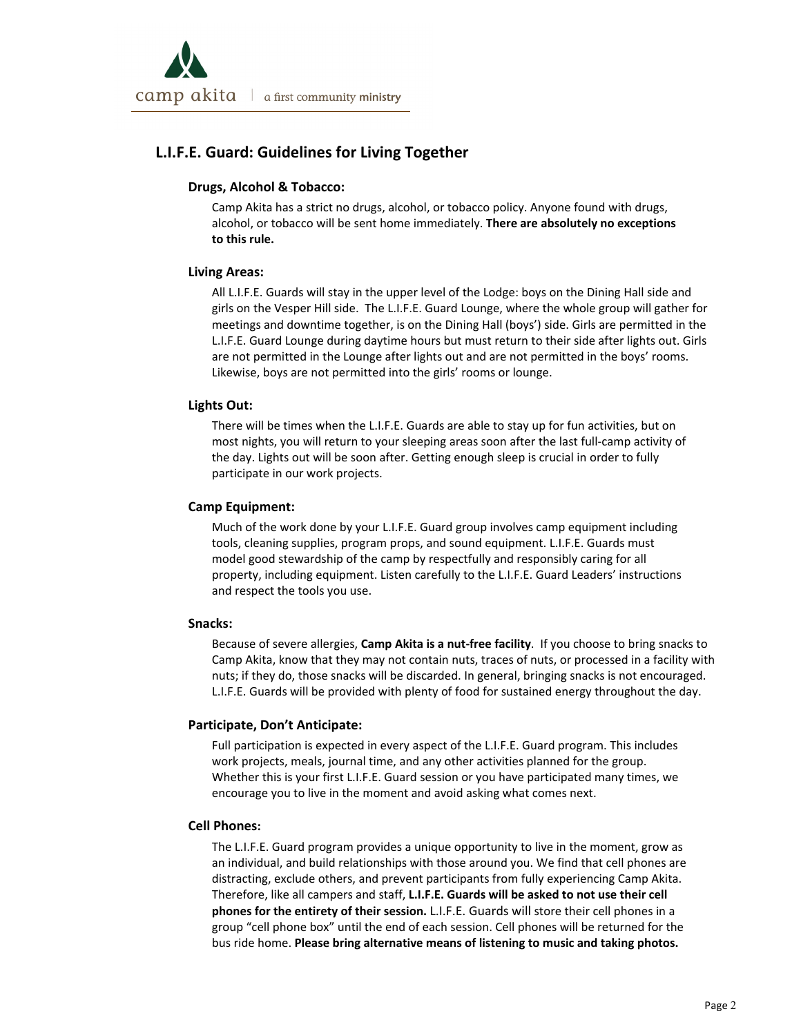## L.I.F.E. Guard: Guidelines for Living Together

### Drugs, Alcohol & Tobacco:

Camp Akita has a strict no drugs, alcohol, or tobacco policy. Anyone found with drugs, alcohol, or tobacco will be sent home immediately. **There are absolutely no exceptions to this rule.**

### Living Areas:

All L.I.F.E. Guards will stay in the upper level of the Lodge: boys on the Dining Hall side and girls on the Vesper Hill side. The L.I.F.E. Guard Lounge, where the whole group will gather for meetings and downtime together, is on the Dining Hall (boys') side. Girls are permitted in the L.I.F.E. Guard Lounge during daytime hours but must return to their side after lights out. Girls are not permitted in the Lounge after lights out and are not permitted in the boys' rooms. Likewise, boys are not permitted into the girls' rooms or lounge.

### Lights Out:

There will be times when the L.I.F.E. Guards are able to stay up for fun activities, but on most nights, you will return to your sleeping areas soon after the last full-camp activity of the day. Lights out will be soon after. Getting enough sleep is crucial in order to fully participate in our work projects.

### Camp Equipment:

Much of the work done by your L.I.F.E. Guard group involves camp equipment including tools, cleaning supplies, program props, and sound equipment. L.I.F.E. Guards must model good stewardship of the camp by respectfully and responsibly caring for all property, including equipment. Listen carefully to the L.I.F.E. Guard Leaders' instructions and respect the tools you use.

### Snacks:

Because of severe allergies, **Camp Akita is a nut-free facility**. If you choose to bring snacks to Camp Akita, know that they may not contain nuts, traces of nuts, or processed in a facility with nuts; if they do, those snacks will be discarded. In general, bringing snacks is not encouraged. L.I.F.E. Guards will be provided with plenty of food for sustained energy throughout the day.

### Participate, Don't Anticipate:

Full participation is expected in every aspect of the L.I.F.E. Guard program. This includes work projects, meals, journal time, and any other activities planned for the group. Whether this is your first L.I.F.E. Guard session or you have participated many times, we encourage you to live in the moment and avoid asking what comes next.

### Cell Phones:

The L.I.F.E. Guard program provides a unique opportunity to live in the moment, grow as an individual, and build relationships with those around you. We find that cell phones are distracting, exclude others, and prevent participants from fully experiencing Camp Akita. Therefore, like all campers and staff, **L.I.F.E. Guards will be asked to not use their cell phones for the entirety of their session.** L.I.F.E. Guards will store their cell phones in a group "cell phone box" until the end of each session. Cell phones will be returned for the bus ride home. **Please bring alternative means of listening to music and taking photos.**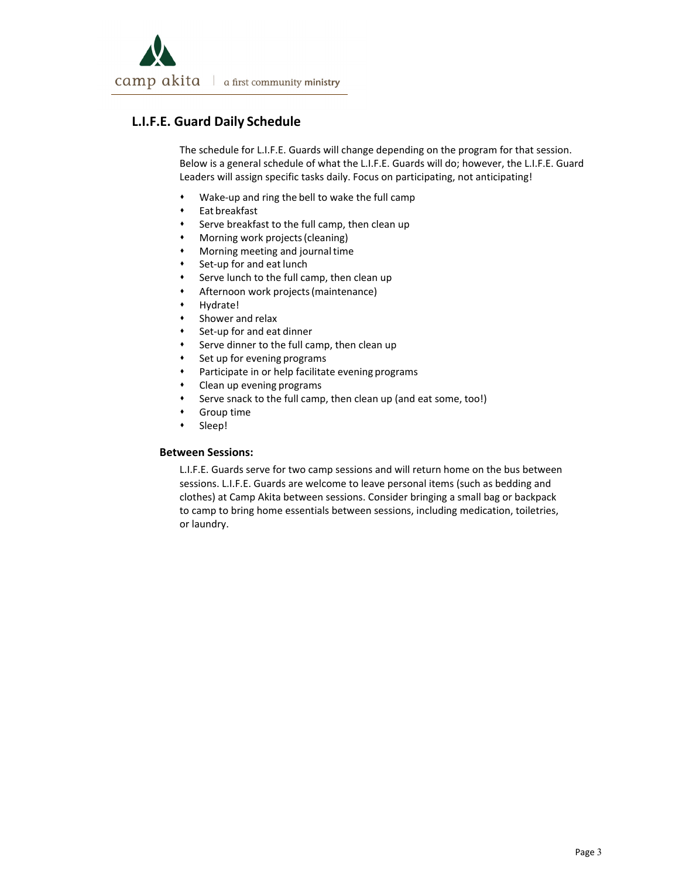## L.I.F.E. Guard Daily Schedule

The schedule for L.I.F.E. Guards will change depending on the program for that session. Below is a general schedule of what the L.I.F.E. Guards will do; however, the L.I.F.E. Guard Leaders will assign specific tasks daily. Focus on participating, not anticipating!

- Wake-up and ring the bell to wake the full camp
- Eat breakfast
- Serve breakfast to the full camp, then clean up
- Morning work projects (cleaning)
- Morning meeting and journal time
- Set-up for and eat lunch
- Serve lunch to the full camp, then clean up
- Afternoon work projects (maintenance)
- Hydrate!
- Shower and relax
- Set-up for and eat dinner
- Serve dinner to the full camp, then clean up
- Set up for evening programs
- Participate in or help facilitate evening programs
- Clean up evening programs
- Serve snack to the full camp, then clean up (and eat some, too!)
- Group time
- Sleep!

### Between Sessions:

L.I.F.E. Guards serve for two camp sessions and will return home on the bus between sessions. L.I.F.E. Guards are welcome to leave personal items (such as bedding and clothes) at Camp Akita between sessions. Consider bringing a small bag or backpack to camp to bring home essentials between sessions, including medication, toiletries, or laundry.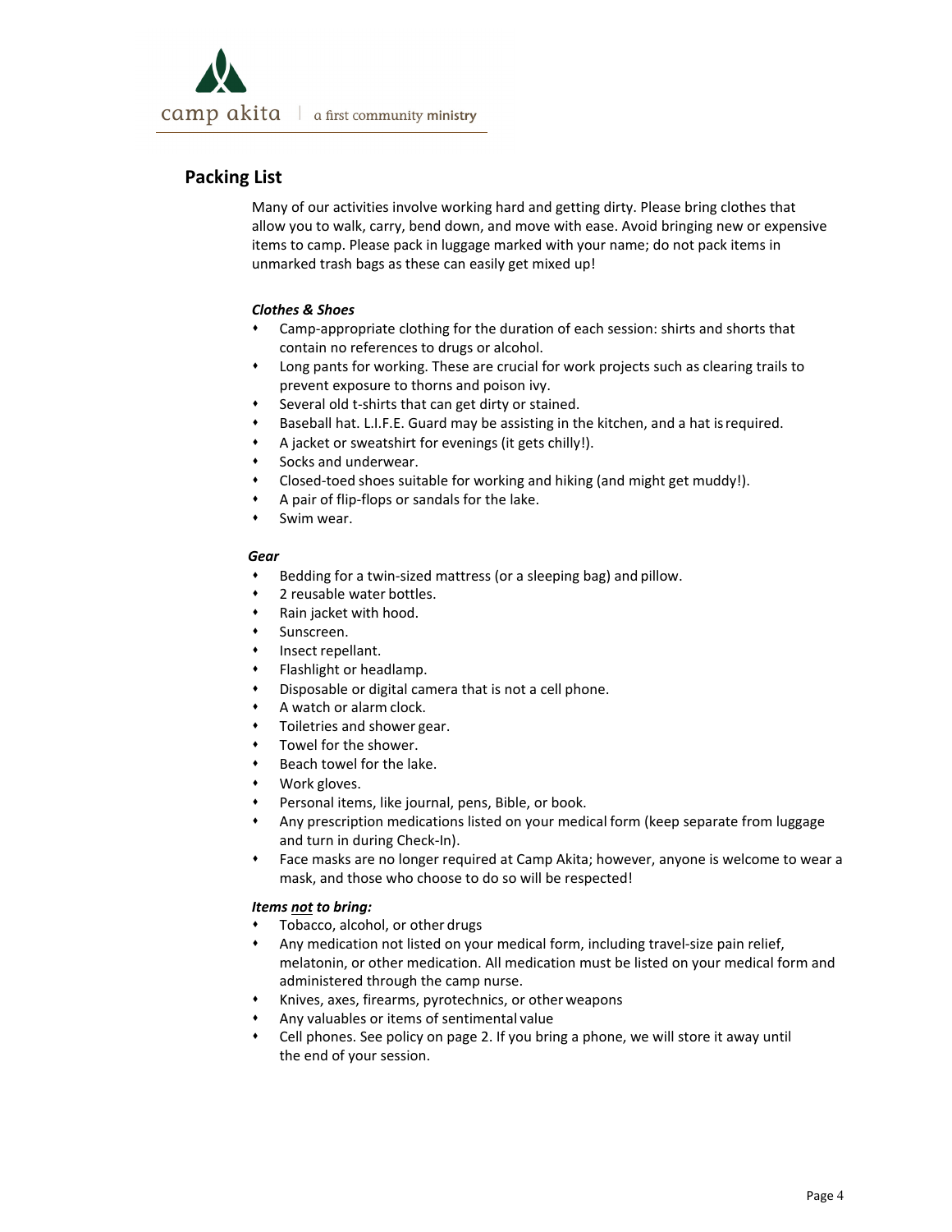camp akita | a first community ministry

## Packing List

Many of our activities involve working hard and getting dirty. Please bring clothes that allow you to walk, carry, bend down, and move with ease. Avoid bringing new or expensive items to camp. Please pack in luggage marked with your name; do not pack items in unmarked trash bags as these can easily get mixed up!

***Clothes & Shoes***

- Camp-appropriate clothing for the duration of each session: shirts and shorts that contain no references to drugs or alcohol.
- Long pants for working. These are crucial for work projects such as clearing trails to prevent exposure to thorns and poison ivy.
- Several old t-shirts that can get dirty or stained.
- Baseball hat. L.I.F.E. Guard may be assisting in the kitchen, and a hat is required.
- A jacket or sweatshirt for evenings (it gets chilly!).
- Socks and underwear.
- Closed-toed shoes suitable for working and hiking (and might get muddy!).
- A pair of flip-flops or sandals for the lake.
- Swim wear.

***Gear***

- Bedding for a twin-sized mattress (or a sleeping bag) and pillow.
- 2 reusable water bottles.
- Rain jacket with hood.
- Sunscreen.
- Insect repellant.
- Flashlight or headlamp.
- Disposable or digital camera that is not a cell phone.
- A watch or alarm clock.
- Toiletries and shower gear.
- Towel for the shower.
- Beach towel for the lake.
- Work gloves.
- Personal items, like journal, pens, Bible, or book.
- Any prescription medications listed on your medical form (keep separate from luggage and turn in during Check-In).
- Face masks are no longer required at Camp Akita; however, anyone is welcome to wear a mask, and those who choose to do so will be respected!

***Items <u>not</u> to bring:***

- Tobacco, alcohol, or other drugs
- Any medication not listed on your medical form, including travel-size pain relief, melatonin, or other medication. All medication must be listed on your medical form and administered through the camp nurse.
- Knives, axes, firearms, pyrotechnics, or other weapons
- Any valuables or items of sentimental value
- Cell phones. See policy on page 2. If you bring a phone, we will store it away until the end of your session.